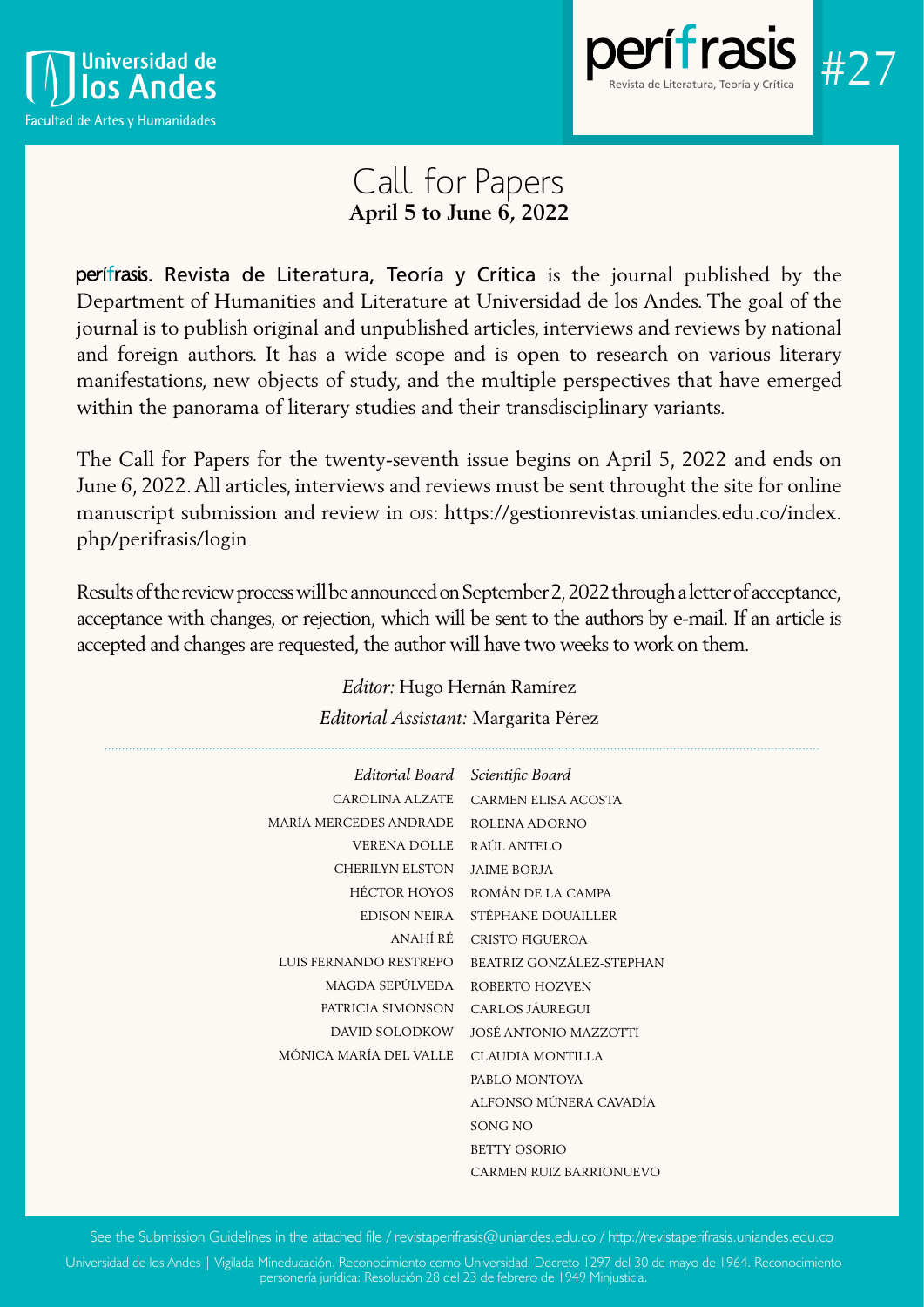Universidad de los Andes
Facultad de Artes y Humanidades

perífrasis
Revista de Literatura, Teoría y Crítica

#27

# Call for Papers

**April 5 to June 6, 2022**

perífrasis. Revista de Literatura, Teoría y Crítica is the journal published by the Department of Humanities and Literature at Universidad de los Andes. The goal of the journal is to publish original and unpublished articles, interviews and reviews by national and foreign authors. It has a wide scope and is open to research on various literary manifestations, new objects of study, and the multiple perspectives that have emerged within the panorama of literary studies and their transdisciplinary variants.

The Call for Papers for the twenty-seventh issue begins on April 5, 2022 and ends on June 6, 2022. All articles, interviews and reviews must be sent throught the site for online manuscript submission and review in OJS: https://gestionrevistas.uniandes.edu.co/index.php/perifrasis/login

Results of the review process will be announced on September 2, 2022 through a letter of acceptance, acceptance with changes, or rejection, which will be sent to the authors by e-mail. If an article is accepted and changes are requested, the author will have two weeks to work on them.

*Editor:* Hugo Hernán Ramírez

*Editorial Assistant:* Margarita Pérez

| *Editorial Board* | *Scientific Board* |
|---|---|
| CAROLINA ALZATE | CARMEN ELISA ACOSTA |
| MARÍA MERCEDES ANDRADE | ROLENA ADORNO |
| VERENA DOLLE | RAÚL ANTELO |
| CHERILYN ELSTON | JAIME BORJA |
| HÉCTOR HOYOS | ROMÁN DE LA CAMPA |
| EDISON NEIRA | STÉPHANE DOUAILLER |
| ANAHÍ RÉ | CRISTO FIGUEROA |
| LUIS FERNANDO RESTREPO | BEATRIZ GONZÁLEZ-STEPHAN |
| MAGDA SEPÚLVEDA | ROBERTO HOZVEN |
| PATRICIA SIMONSON | CARLOS JÁUREGUI |
| DAVID SOLODKOW | JOSÉ ANTONIO MAZZOTTI |
| MÓNICA MARÍA DEL VALLE | CLAUDIA MONTILLA |
| | PABLO MONTOYA |
| | ALFONSO MÚNERA CAVADÍA |
| | SONG NO |
| | BETTY OSORIO |
| | CARMEN RUIZ BARRIONUEVO |

See the Submission Guidelines in the attached file / revistaperifrasis@uniandes.edu.co / http://revistaperifrasis.uniandes.edu.co

Universidad de los Andes | Vigilada Mineducación. Reconocimiento como Universidad: Decreto 1297 del 30 de mayo de 1964. Reconocimiento personería jurídica: Resolución 28 del 23 de febrero de 1949 Minjusticia.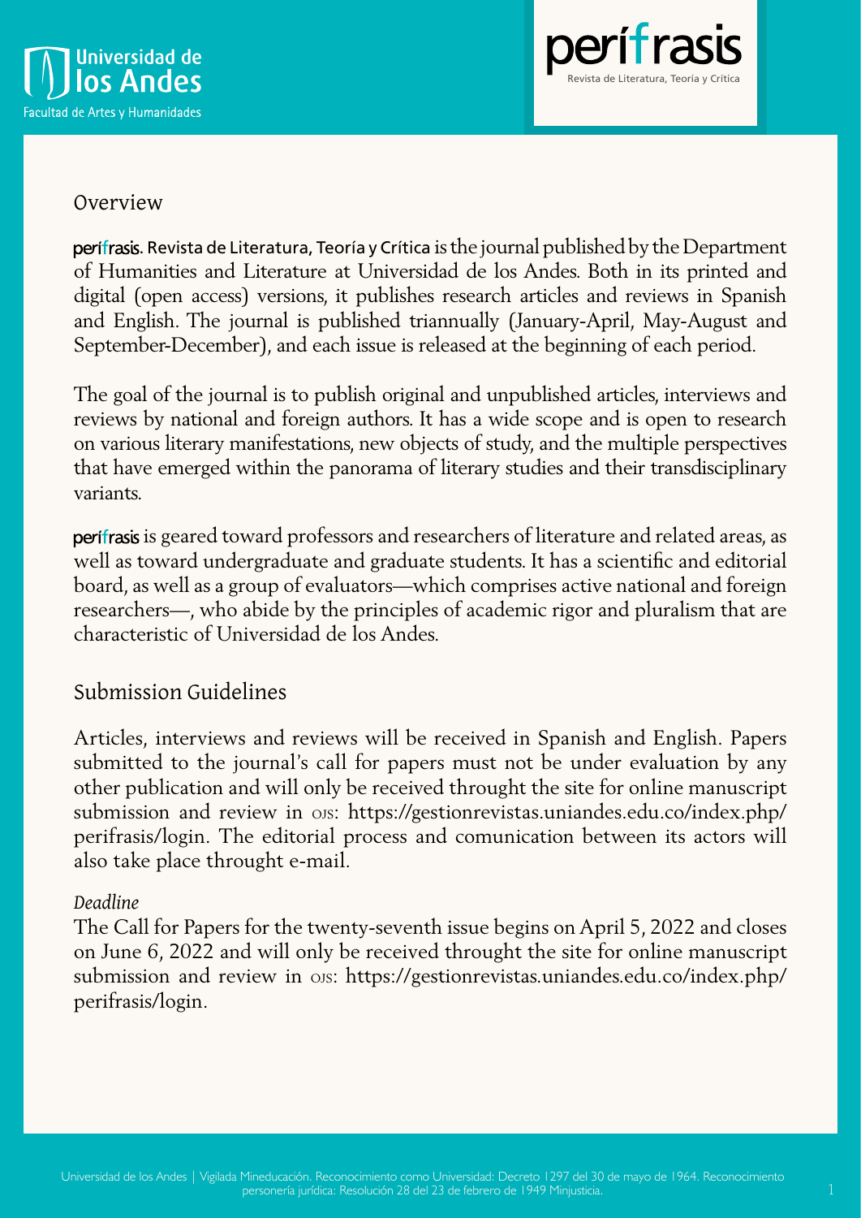## Overview

perífrasis. Revista de Literatura, Teoría y Crítica is the journal published by the Department of Humanities and Literature at Universidad de los Andes. Both in its printed and digital (open access) versions, it publishes research articles and reviews in Spanish and English. The journal is published triannually (January-April, May-August and September-December), and each issue is released at the beginning of each period.

The goal of the journal is to publish original and unpublished articles, interviews and reviews by national and foreign authors. It has a wide scope and is open to research on various literary manifestations, new objects of study, and the multiple perspectives that have emerged within the panorama of literary studies and their transdisciplinary variants.

perífrasis is geared toward professors and researchers of literature and related areas, as well as toward undergraduate and graduate students. It has a scientific and editorial board, as well as a group of evaluators—which comprises active national and foreign researchers—, who abide by the principles of academic rigor and pluralism that are characteristic of Universidad de los Andes.

## Submission Guidelines

Articles, interviews and reviews will be received in Spanish and English. Papers submitted to the journal's call for papers must not be under evaluation by any other publication and will only be received throught the site for online manuscript submission and review in OJS: https://gestionrevistas.uniandes.edu.co/index.php/perifrasis/login. The editorial process and comunication between its actors will also take place throught e-mail.

*Deadline*

The Call for Papers for the twenty-seventh issue begins on April 5, 2022 and closes on June 6, 2022 and will only be received throught the site for online manuscript submission and review in OJS: https://gestionrevistas.uniandes.edu.co/index.php/perifrasis/login.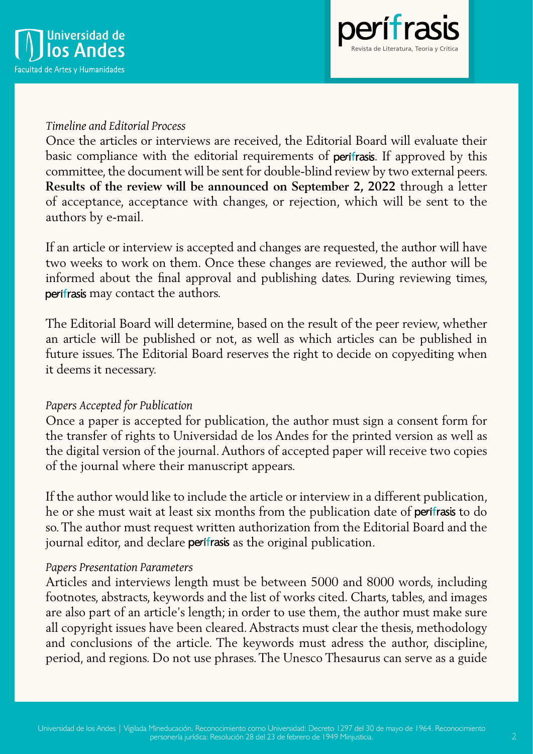### *Timeline and Editorial Process*

Once the articles or interviews are received, the Editorial Board will evaluate their basic compliance with the editorial requirements of perífrasis. If approved by this committee, the document will be sent for double-blind review by two external peers. **Results of the review will be announced on September 2, 2022** through a letter of acceptance, acceptance with changes, or rejection, which will be sent to the authors by e-mail.

If an article or interview is accepted and changes are requested, the author will have two weeks to work on them. Once these changes are reviewed, the author will be informed about the final approval and publishing dates. During reviewing times, perífrasis may contact the authors.

The Editorial Board will determine, based on the result of the peer review, whether an article will be published or not, as well as which articles can be published in future issues. The Editorial Board reserves the right to decide on copyediting when it deems it necessary.

### *Papers Accepted for Publication*

Once a paper is accepted for publication, the author must sign a consent form for the transfer of rights to Universidad de los Andes for the printed version as well as the digital version of the journal. Authors of accepted paper will receive two copies of the journal where their manuscript appears.

If the author would like to include the article or interview in a different publication, he or she must wait at least six months from the publication date of perífrasis to do so. The author must request written authorization from the Editorial Board and the journal editor, and declare perífrasis as the original publication.

### *Papers Presentation Parameters*

Articles and interviews length must be between 5000 and 8000 words, including footnotes, abstracts, keywords and the list of works cited. Charts, tables, and images are also part of an article's length; in order to use them, the author must make sure all copyright issues have been cleared. Abstracts must clear the thesis, methodology and conclusions of the article. The keywords must adress the author, discipline, period, and regions. Do not use phrases. The Unesco Thesaurus can serve as a guide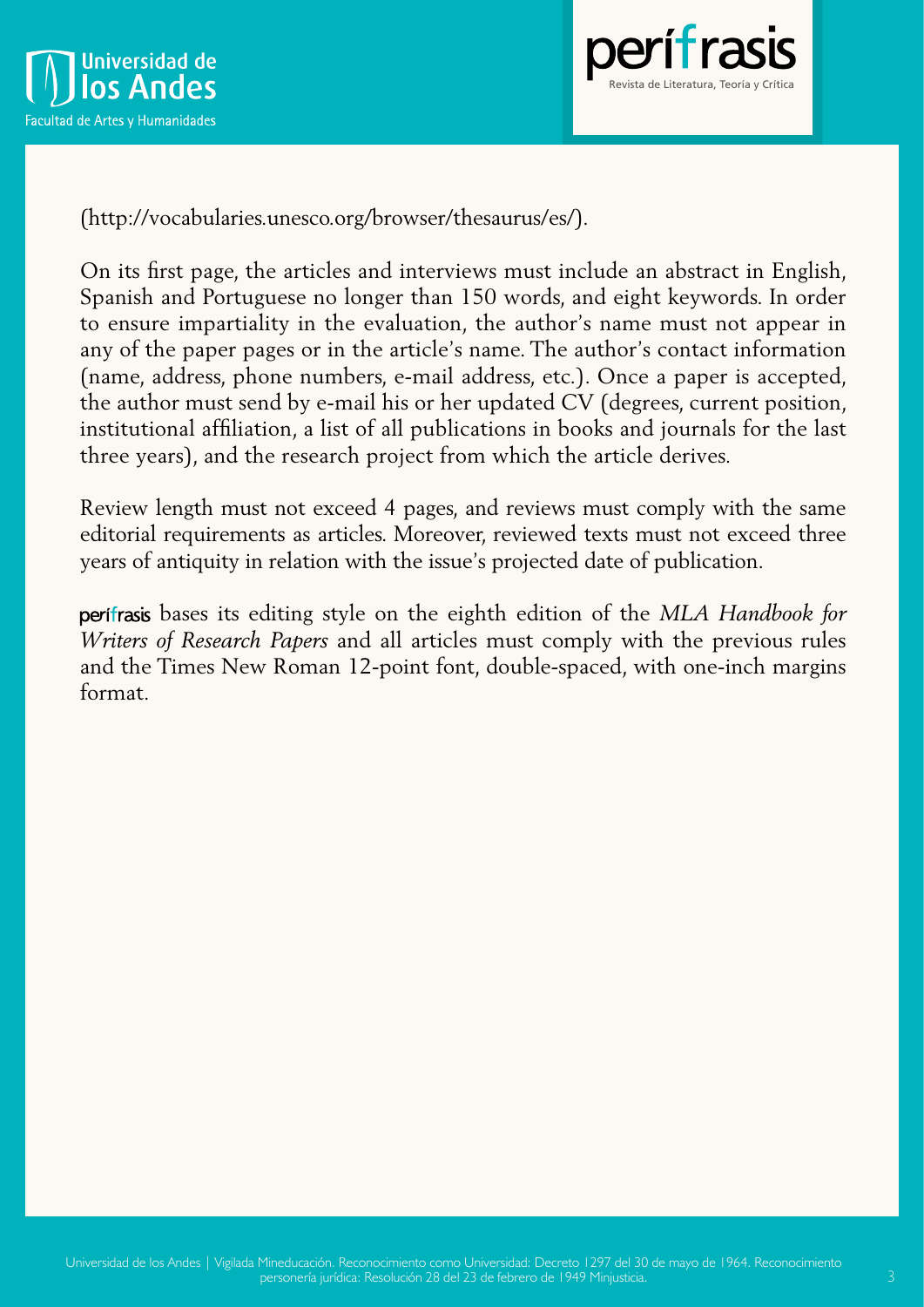(http://vocabularies.unesco.org/browser/thesaurus/es/).

On its first page, the articles and interviews must include an abstract in English, Spanish and Portuguese no longer than 150 words, and eight keywords. In order to ensure impartiality in the evaluation, the author's name must not appear in any of the paper pages or in the article's name. The author's contact information (name, address, phone numbers, e-mail address, etc.). Once a paper is accepted, the author must send by e-mail his or her updated CV (degrees, current position, institutional affiliation, a list of all publications in books and journals for the last three years), and the research project from which the article derives.

Review length must not exceed 4 pages, and reviews must comply with the same editorial requirements as articles. Moreover, reviewed texts must not exceed three years of antiquity in relation with the issue's projected date of publication.

**perífrasis** bases its editing style on the eighth edition of the *MLA Handbook for Writers of Research Papers* and all articles must comply with the previous rules and the Times New Roman 12-point font, double-spaced, with one-inch margins format.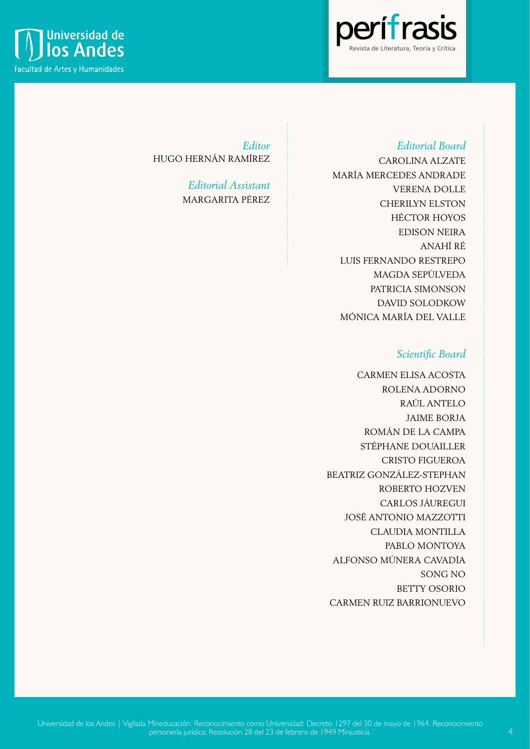Universidad de los Andes
Facultad de Artes y Humanidades

perífrasis
Revista de Literatura, Teoría y Crítica

*Editor*
HUGO HERNÁN RAMÍREZ

*Editorial Assistant*
MARGARITA PÉREZ

*Editorial Board*

CAROLINA ALZATE
MARÍA MERCEDES ANDRADE
VERENA DOLLE
CHERILYN ELSTON
HÉCTOR HOYOS
EDISON NEIRA
ANAHÍ RÉ
LUIS FERNANDO RESTREPO
MAGDA SEPÚLVEDA
PATRICIA SIMONSON
DAVID SOLODKOW
MÓNICA MARÍA DEL VALLE

*Scientific Board*

CARMEN ELISA ACOSTA
ROLENA ADORNO
RAÚL ANTELO
JAIME BORJA
ROMÁN DE LA CAMPA
STÉPHANE DOUAILLER
CRISTO FIGUEROA
BEATRIZ GONZÁLEZ-STEPHAN
ROBERTO HOZVEN
CARLOS JÁUREGUI
JOSÉ ANTONIO MAZZOTTI
CLAUDIA MONTILLA
PABLO MONTOYA
ALFONSO MÚNERA CAVADÍA
SONG NO
BETTY OSORIO
CARMEN RUIZ BARRIONUEVO

Universidad de los Andes | Vigilada Mineducación. Reconocimiento como Universidad: Decreto 1297 del 30 de mayo de 1964. Reconocimiento personería jurídica: Resolución 28 del 23 de febrero de 1949 Minjusticia.